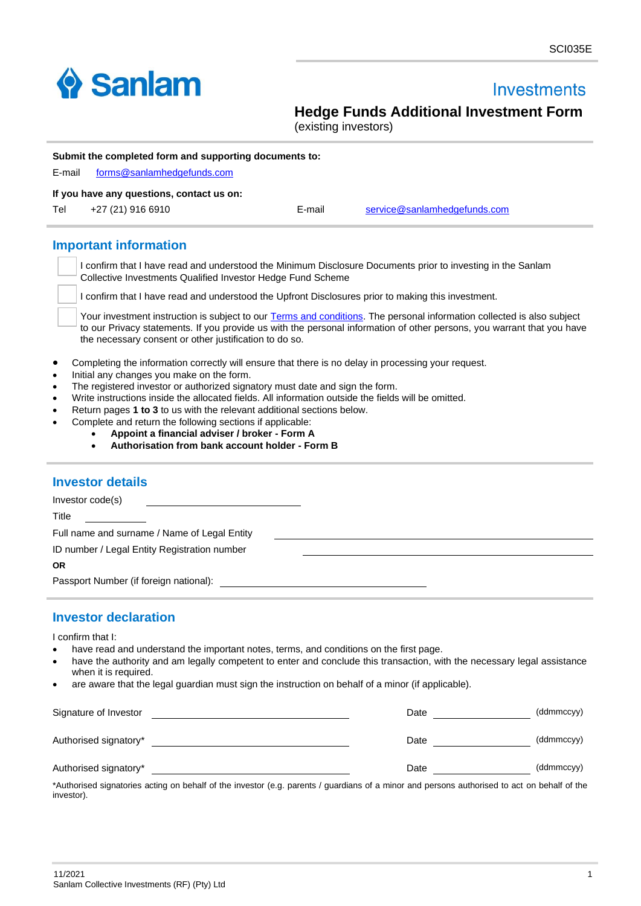SCI035E

Sanlam

Investments

# Hedge Funds Additional Investment Form

(existing investors)

**Submit the completed form and supporting documents to:**

E-mail forms@sanlamhedgefunds.com

**If you have any questions, contact us on:**

Tel +27 (21) 916 6910 E-mail service@sanlamhedgefunds.com

## Important information

☐ I confirm that I have read and understood the Minimum Disclosure Documents prior to investing in the Sanlam Collective Investments Qualified Investor Hedge Fund Scheme

☐ I confirm that I have read and understood the Upfront Disclosures prior to making this investment.

☐ Your investment instruction is subject to our Terms and conditions. The personal information collected is also subject to our Privacy statements. If you provide us with the personal information of other persons, you warrant that you have the necessary consent or other justification to do so.

- Completing the information correctly will ensure that there is no delay in processing your request.
- Initial any changes you make on the form.
- The registered investor or authorized signatory must date and sign the form.
- Write instructions inside the allocated fields. All information outside the fields will be omitted.
- Return pages **1 to 3** to us with the relevant additional sections below.
- Complete and return the following sections if applicable:
  - **Appoint a financial adviser / broker - Form A**
  - **Authorisation from bank account holder - Form B**

## Investor details

Investor code(s) ______________________

Title __________

Full name and surname / Name of Legal Entity ______________________________________

ID number / Legal Entity Registration number ______________________________________

**OR**

Passport Number (if foreign national): ______________________________

## Investor declaration

I confirm that I:

- have read and understand the important notes, terms, and conditions on the first page.
- have the authority and am legally competent to enter and conclude this transaction, with the necessary legal assistance when it is required.
- are aware that the legal guardian must sign the instruction on behalf of a minor (if applicable).

Signature of Investor ______________________________ Date ______________ (ddmmccyy)

Authorised signatory* ______________________________ Date ______________ (ddmmccyy)

Authorised signatory* ______________________________ Date ______________ (ddmmccyy)

*Authorised signatories acting on behalf of the investor (e.g. parents / guardians of a minor and persons authorised to act on behalf of the investor).

11/2021
Sanlam Collective Investments (RF) (Pty) Ltd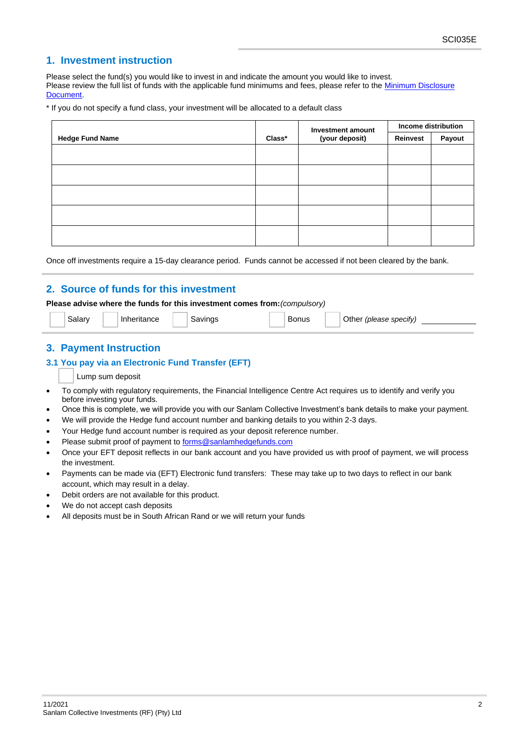## 1. Investment instruction

Please select the fund(s) you would like to invest in and indicate the amount you would like to invest.
Please review the full list of funds with the applicable fund minimums and fees, please refer to the [Minimum Disclosure Document](#).

* If you do not specify a fund class, your investment will be allocated to a default class

| Hedge Fund Name | Class* | Investment amount (your deposit) | Income distribution | |
|---|---|---|---|---|
| | | | Reinvest | Payout |
| | | | | |
| | | | | |
| | | | | |
| | | | | |
| | | | | |

Once off investments require a 15-day clearance period. Funds cannot be accessed if not been cleared by the bank.

## 2. Source of funds for this investment

**Please advise where the funds for this investment comes from:***(compulsory)*

☐ Salary ☐ Inheritance ☐ Savings ☐ Bonus ☐ Other *(please specify)* ____________

## 3. Payment Instruction

### 3.1 You pay via an Electronic Fund Transfer (EFT)

☐ Lump sum deposit

- To comply with regulatory requirements, the Financial Intelligence Centre Act requires us to identify and verify you before investing your funds.
- Once this is complete, we will provide you with our Sanlam Collective Investment's bank details to make your payment.
- We will provide the Hedge fund account number and banking details to you within 2-3 days.
- Your Hedge fund account number is required as your deposit reference number.
- Please submit proof of payment to forms@sanlamhedgefunds.com
- Once your EFT deposit reflects in our bank account and you have provided us with proof of payment, we will process the investment.
- Payments can be made via (EFT) Electronic fund transfers: These may take up to two days to reflect in our bank account, which may result in a delay.
- Debit orders are not available for this product.
- We do not accept cash deposits
- All deposits must be in South African Rand or we will return your funds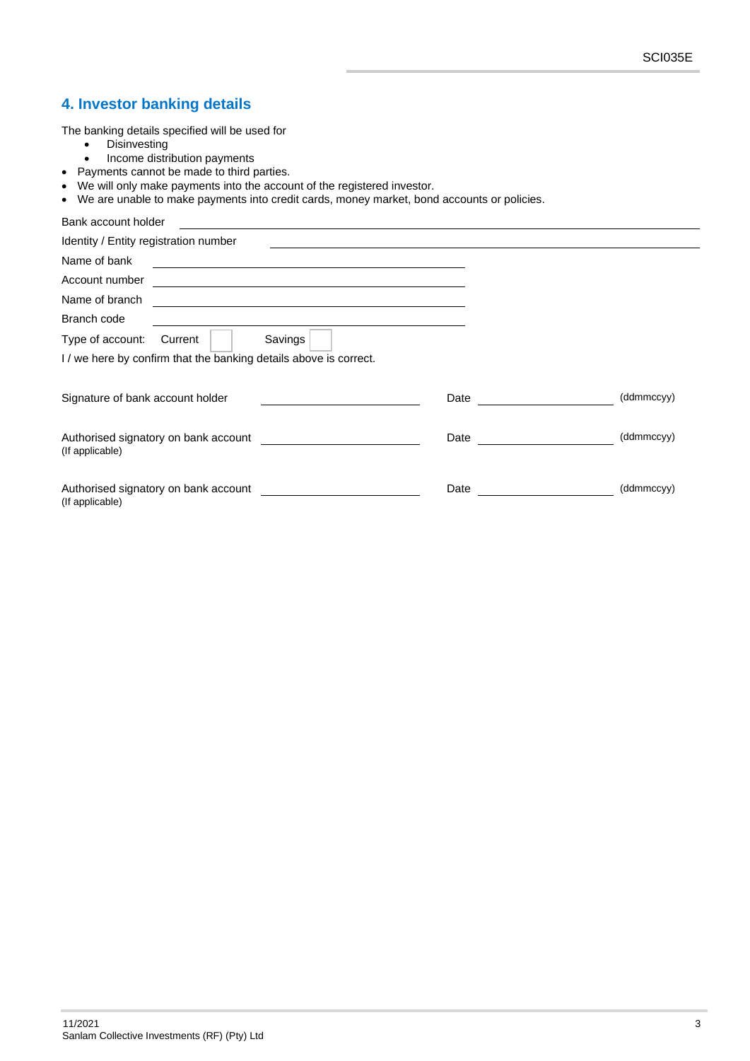## 4. Investor banking details

The banking details specified will be used for

- Disinvesting
- Income distribution payments

- Payments cannot be made to third parties.
- We will only make payments into the account of the registered investor.
- We are unable to make payments into credit cards, money market, bond accounts or policies.

Bank account holder ______________________________

Identity / Entity registration number ______________________________

Name of bank ______________________________

Account number ______________________________

Name of branch ______________________________

Branch code ______________________________

Type of account: Current ☐ Savings ☐

I / we here by confirm that the banking details above is correct.

Signature of bank account holder ____________________ Date ____________________ (ddmmccyy)

Authorised signatory on bank account (If applicable) ____________________ Date ____________________ (ddmmccyy)

Authorised signatory on bank account (If applicable) ____________________ Date ____________________ (ddmmccyy)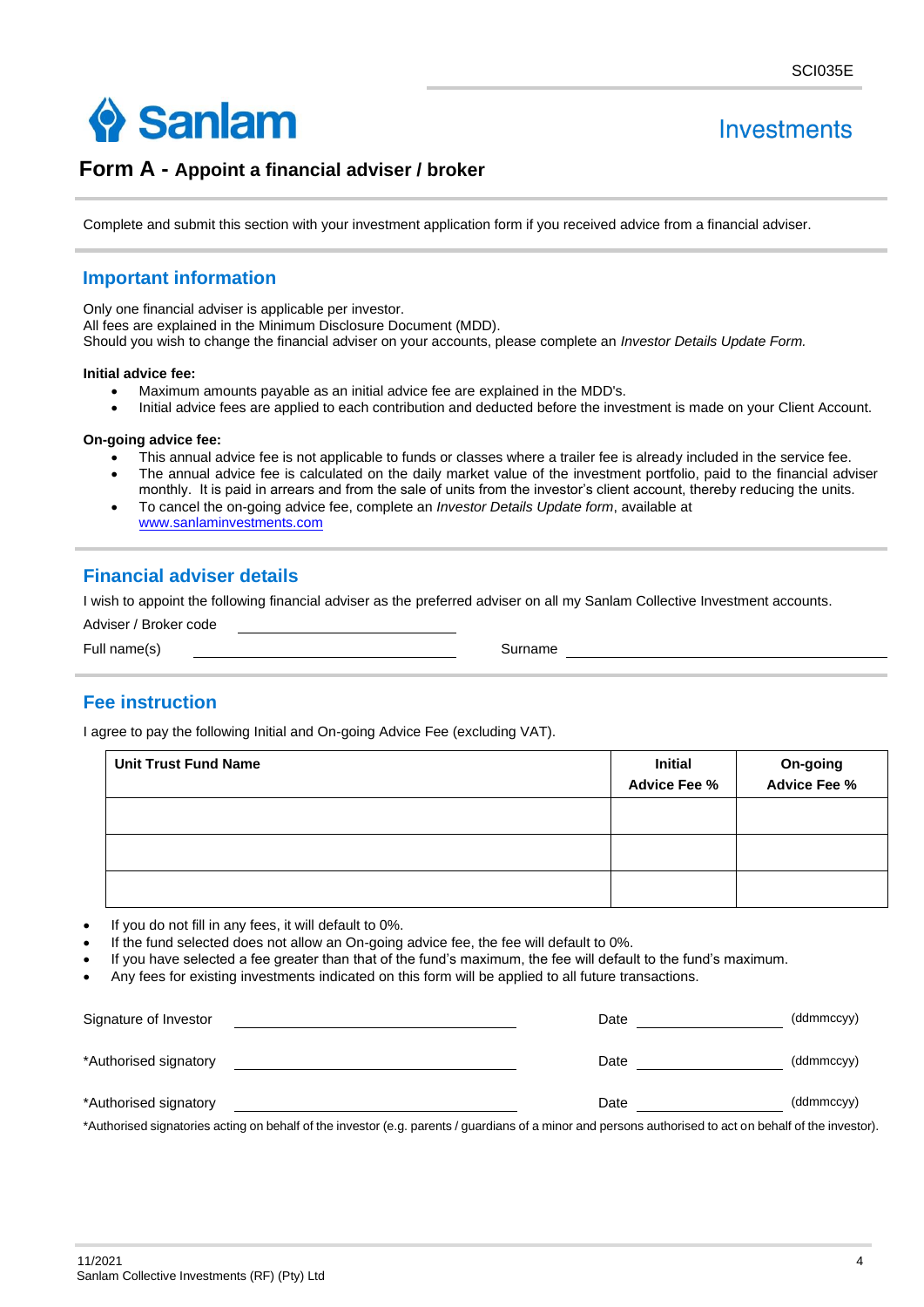SCI035E

Sanlam Investments

# Form A - Appoint a financial adviser / broker

Complete and submit this section with your investment application form if you received advice from a financial adviser.

## Important information

Only one financial adviser is applicable per investor.
All fees are explained in the Minimum Disclosure Document (MDD).
Should you wish to change the financial adviser on your accounts, please complete an *Investor Details Update Form.*

**Initial advice fee:**

- Maximum amounts payable as an initial advice fee are explained in the MDD's.
- Initial advice fees are applied to each contribution and deducted before the investment is made on your Client Account.

**On-going advice fee:**

- This annual advice fee is not applicable to funds or classes where a trailer fee is already included in the service fee.
- The annual advice fee is calculated on the daily market value of the investment portfolio, paid to the financial adviser monthly. It is paid in arrears and from the sale of units from the investor's client account, thereby reducing the units.
- To cancel the on-going advice fee, complete an *Investor Details Update form*, available at www.sanlaminvestments.com

## Financial adviser details

I wish to appoint the following financial adviser as the preferred adviser on all my Sanlam Collective Investment accounts.

Adviser / Broker code \_\_\_\_\_\_\_\_\_\_\_\_\_\_\_\_\_\_\_\_

Full name(s) \_\_\_\_\_\_\_\_\_\_\_\_\_\_\_\_\_\_\_\_ Surname \_\_\_\_\_\_\_\_\_\_\_\_\_\_\_\_\_\_\_\_

## Fee instruction

I agree to pay the following Initial and On-going Advice Fee (excluding VAT).

| Unit Trust Fund Name | Initial Advice Fee % | On-going Advice Fee % |
|---|---|---|
| | | |
| | | |
| | | |

- If you do not fill in any fees, it will default to 0%.
- If the fund selected does not allow an On-going advice fee, the fee will default to 0%.
- If you have selected a fee greater than that of the fund's maximum, the fee will default to the fund's maximum.
- Any fees for existing investments indicated on this form will be applied to all future transactions.

Signature of Investor \_\_\_\_\_\_\_\_\_\_\_\_\_\_\_\_\_\_\_\_ Date \_\_\_\_\_\_\_\_\_\_ (ddmmccyy)

*Authorised signatory \_\_\_\_\_\_\_\_\_\_\_\_\_\_\_\_\_\_\_\_ Date \_\_\_\_\_\_\_\_\_\_ (ddmmccyy)

*Authorised signatory \_\_\_\_\_\_\_\_\_\_\_\_\_\_\_\_\_\_\_\_ Date \_\_\_\_\_\_\_\_\_\_ (ddmmccyy)

*Authorised signatories acting on behalf of the investor (e.g. parents / guardians of a minor and persons authorised to act on behalf of the investor).

11/2021
Sanlam Collective Investments (RF) (Pty) Ltd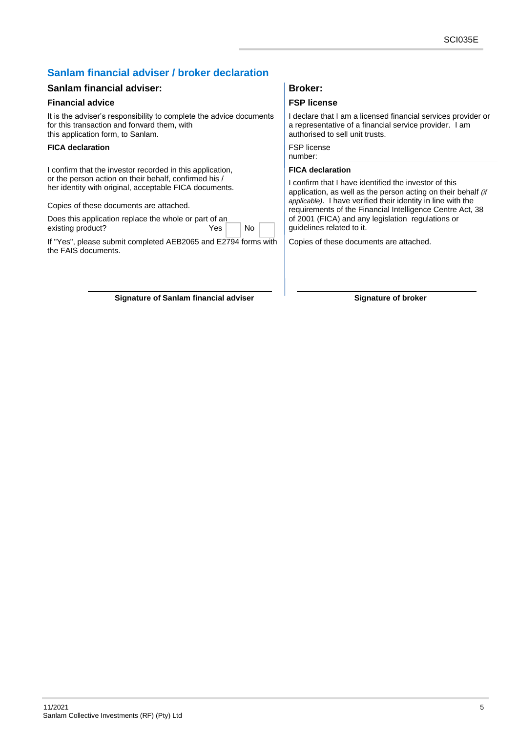## Sanlam financial adviser / broker declaration

### Sanlam financial adviser:

**Financial advice**

It is the adviser's responsibility to complete the advice documents for this transaction and forward them, with this application form, to Sanlam.

**FICA declaration**

I confirm that the investor recorded in this application, or the person action on their behalf, confirmed his / her identity with original, acceptable FICA documents.

Copies of these documents are attached.

Does this application replace the whole or part of an existing product? Yes ☐ No ☐

If "Yes", please submit completed AEB2065 and E2794 forms with the FAIS documents.

______________________________

**Signature of Sanlam financial adviser**

### Broker:

**FSP license**

I declare that I am a licensed financial services provider or a representative of a financial service provider. I am authorised to sell unit trusts.

FSP license number: ______________________________

**FICA declaration**

I confirm that I have identified the investor of this application, as well as the person acting on their behalf *(if applicable)*. I have verified their identity in line with the requirements of the Financial Intelligence Centre Act, 38 of 2001 (FICA) and any legislation regulations or guidelines related to it.

Copies of these documents are attached.

______________________________

**Signature of broker**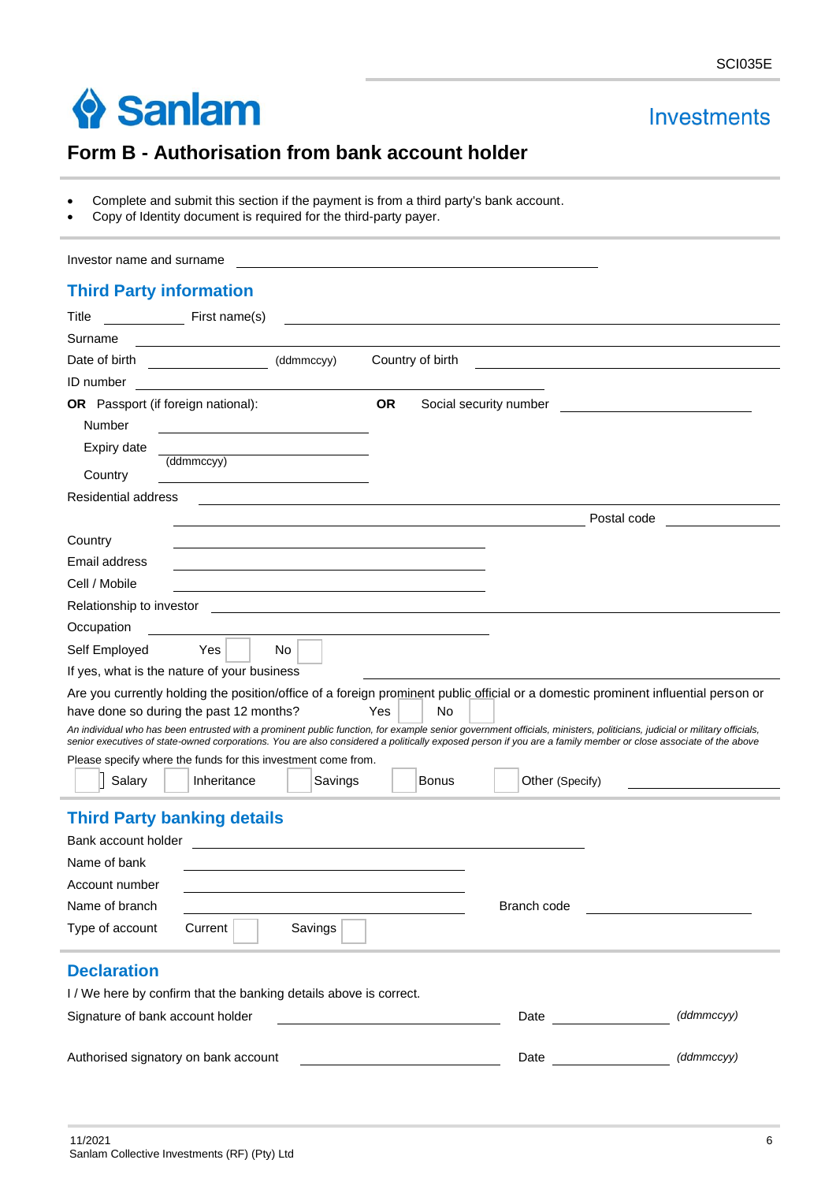SCI035E

Sanlam

Investments

# Form B - Authorisation from bank account holder

- Complete and submit this section if the payment is from a third party's bank account.
- Copy of Identity document is required for the third-party payer.

Investor name and surname ______________________

## Third Party information

Title __________ First name(s) ______________________

Surname ______________________

Date of birth __________ (ddmmccyy) Country of birth ______________________

ID number ______________________

**OR** Passport (if foreign national): **OR** Social security number ______________________

Number ______________________

Expiry date ______________________ (ddmmccyy)

Country ______________________

Residential address ______________________

______________________ Postal code __________

Country ______________________

Email address ______________________

Cell / Mobile ______________________

Relationship to investor ______________________

Occupation ______________________

Self Employed Yes ☐ No ☐

If yes, what is the nature of your business ______________________

Are you currently holding the position/office of a foreign prominent public official or a domestic prominent influential person or have done so during the past 12 months? Yes ☐ No ☐

*An individual who has been entrusted with a prominent public function, for example senior government officials, ministers, politicians, judicial or military officials, senior executives of state-owned corporations. You are also considered a politically exposed person if you are a family member or close associate of the above*

Please specify where the funds for this investment come from.

☐ Salary ☐ Inheritance ☐ Savings ☐ Bonus ☐ Other (Specify) ______________________

## Third Party banking details

Bank account holder ______________________

Name of bank ______________________

Account number ______________________

Name of branch ______________________ Branch code __________

Type of account Current ☐ Savings ☐

## Declaration

I / We here by confirm that the banking details above is correct.

Signature of bank account holder ______________________ Date __________ *(ddmmccyy)*

Authorised signatory on bank account ______________________ Date __________ *(ddmmccyy)*

11/2021

Sanlam Collective Investments (RF) (Pty) Ltd